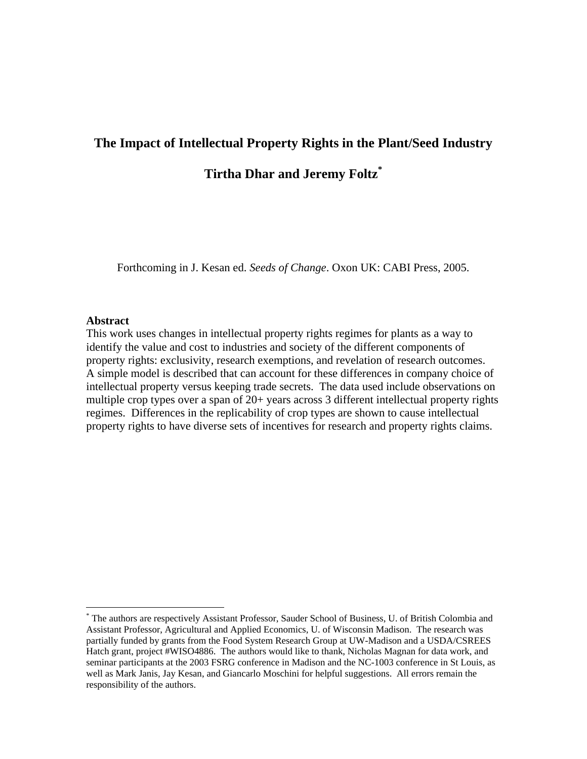# The Impact of Intellectual Property Rights in the Plant/Seed Industry

**Tirtha Dhar and Jeremy Foltz[*]**

Forthcoming in J. Kesan ed. *Seeds of Change*. Oxon UK: CABI Press, 2005.

**Abstract**

This work uses changes in intellectual property rights regimes for plants as a way to identify the value and cost to industries and society of the different components of property rights: exclusivity, research exemptions, and revelation of research outcomes. A simple model is described that can account for these differences in company choice of intellectual property versus keeping trade secrets. The data used include observations on multiple crop types over a span of 20+ years across 3 different intellectual property rights regimes. Differences in the replicability of crop types are shown to cause intellectual property rights to have diverse sets of incentives for research and property rights claims.

[*] The authors are respectively Assistant Professor, Sauder School of Business, U. of British Colombia and Assistant Professor, Agricultural and Applied Economics, U. of Wisconsin Madison. The research was partially funded by grants from the Food System Research Group at UW-Madison and a USDA/CSREES Hatch grant, project #WISO4886. The authors would like to thank, Nicholas Magnan for data work, and seminar participants at the 2003 FSRG conference in Madison and the NC-1003 conference in St Louis, as well as Mark Janis, Jay Kesan, and Giancarlo Moschini for helpful suggestions. All errors remain the responsibility of the authors.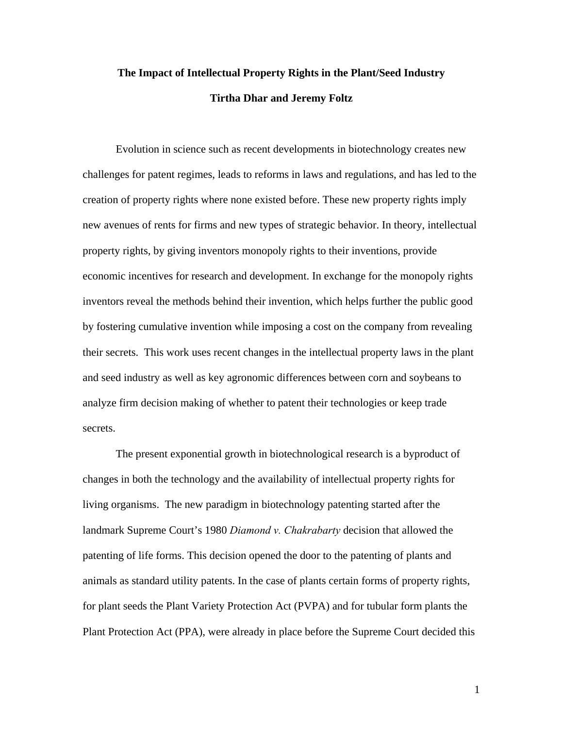**The Impact of Intellectual Property Rights in the Plant/Seed Industry**

**Tirtha Dhar and Jeremy Foltz**

Evolution in science such as recent developments in biotechnology creates new challenges for patent regimes, leads to reforms in laws and regulations, and has led to the creation of property rights where none existed before. These new property rights imply new avenues of rents for firms and new types of strategic behavior. In theory, intellectual property rights, by giving inventors monopoly rights to their inventions, provide economic incentives for research and development. In exchange for the monopoly rights inventors reveal the methods behind their invention, which helps further the public good by fostering cumulative invention while imposing a cost on the company from revealing their secrets. This work uses recent changes in the intellectual property laws in the plant and seed industry as well as key agronomic differences between corn and soybeans to analyze firm decision making of whether to patent their technologies or keep trade secrets.

The present exponential growth in biotechnological research is a byproduct of changes in both the technology and the availability of intellectual property rights for living organisms. The new paradigm in biotechnology patenting started after the landmark Supreme Court's 1980 *Diamond v. Chakrabarty* decision that allowed the patenting of life forms. This decision opened the door to the patenting of plants and animals as standard utility patents. In the case of plants certain forms of property rights, for plant seeds the Plant Variety Protection Act (PVPA) and for tubular form plants the Plant Protection Act (PPA), were already in place before the Supreme Court decided this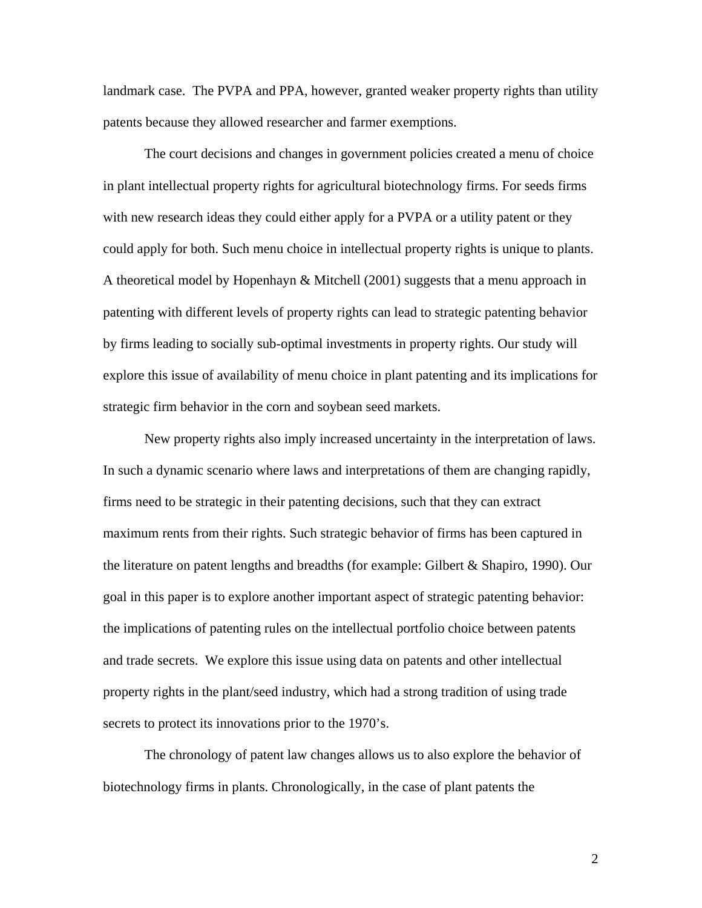landmark case. The PVPA and PPA, however, granted weaker property rights than utility patents because they allowed researcher and farmer exemptions.

The court decisions and changes in government policies created a menu of choice in plant intellectual property rights for agricultural biotechnology firms. For seeds firms with new research ideas they could either apply for a PVPA or a utility patent or they could apply for both. Such menu choice in intellectual property rights is unique to plants. A theoretical model by Hopenhayn & Mitchell (2001) suggests that a menu approach in patenting with different levels of property rights can lead to strategic patenting behavior by firms leading to socially sub-optimal investments in property rights. Our study will explore this issue of availability of menu choice in plant patenting and its implications for strategic firm behavior in the corn and soybean seed markets.

New property rights also imply increased uncertainty in the interpretation of laws. In such a dynamic scenario where laws and interpretations of them are changing rapidly, firms need to be strategic in their patenting decisions, such that they can extract maximum rents from their rights. Such strategic behavior of firms has been captured in the literature on patent lengths and breadths (for example: Gilbert & Shapiro, 1990). Our goal in this paper is to explore another important aspect of strategic patenting behavior: the implications of patenting rules on the intellectual portfolio choice between patents and trade secrets. We explore this issue using data on patents and other intellectual property rights in the plant/seed industry, which had a strong tradition of using trade secrets to protect its innovations prior to the 1970's.

The chronology of patent law changes allows us to also explore the behavior of biotechnology firms in plants. Chronologically, in the case of plant patents the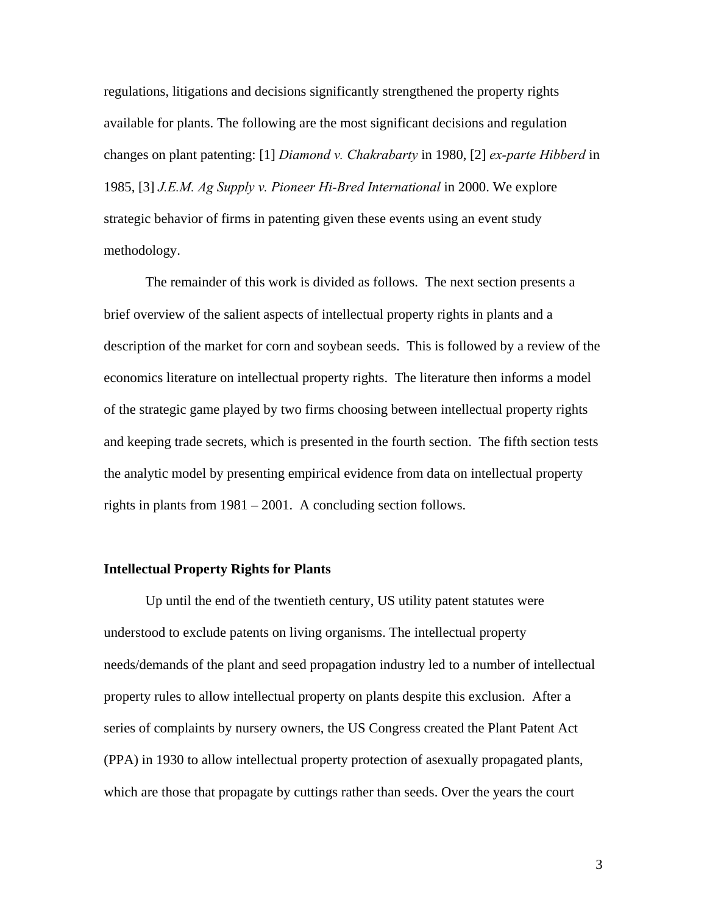regulations, litigations and decisions significantly strengthened the property rights available for plants. The following are the most significant decisions and regulation changes on plant patenting: [1] *Diamond v. Chakrabarty* in 1980, [2] *ex-parte Hibberd* in 1985, [3] *J.E.M. Ag Supply v. Pioneer Hi-Bred International* in 2000. We explore strategic behavior of firms in patenting given these events using an event study methodology.

The remainder of this work is divided as follows. The next section presents a brief overview of the salient aspects of intellectual property rights in plants and a description of the market for corn and soybean seeds. This is followed by a review of the economics literature on intellectual property rights. The literature then informs a model of the strategic game played by two firms choosing between intellectual property rights and keeping trade secrets, which is presented in the fourth section. The fifth section tests the analytic model by presenting empirical evidence from data on intellectual property rights in plants from 1981 – 2001. A concluding section follows.

## Intellectual Property Rights for Plants

Up until the end of the twentieth century, US utility patent statutes were understood to exclude patents on living organisms. The intellectual property needs/demands of the plant and seed propagation industry led to a number of intellectual property rules to allow intellectual property on plants despite this exclusion. After a series of complaints by nursery owners, the US Congress created the Plant Patent Act (PPA) in 1930 to allow intellectual property protection of asexually propagated plants, which are those that propagate by cuttings rather than seeds. Over the years the court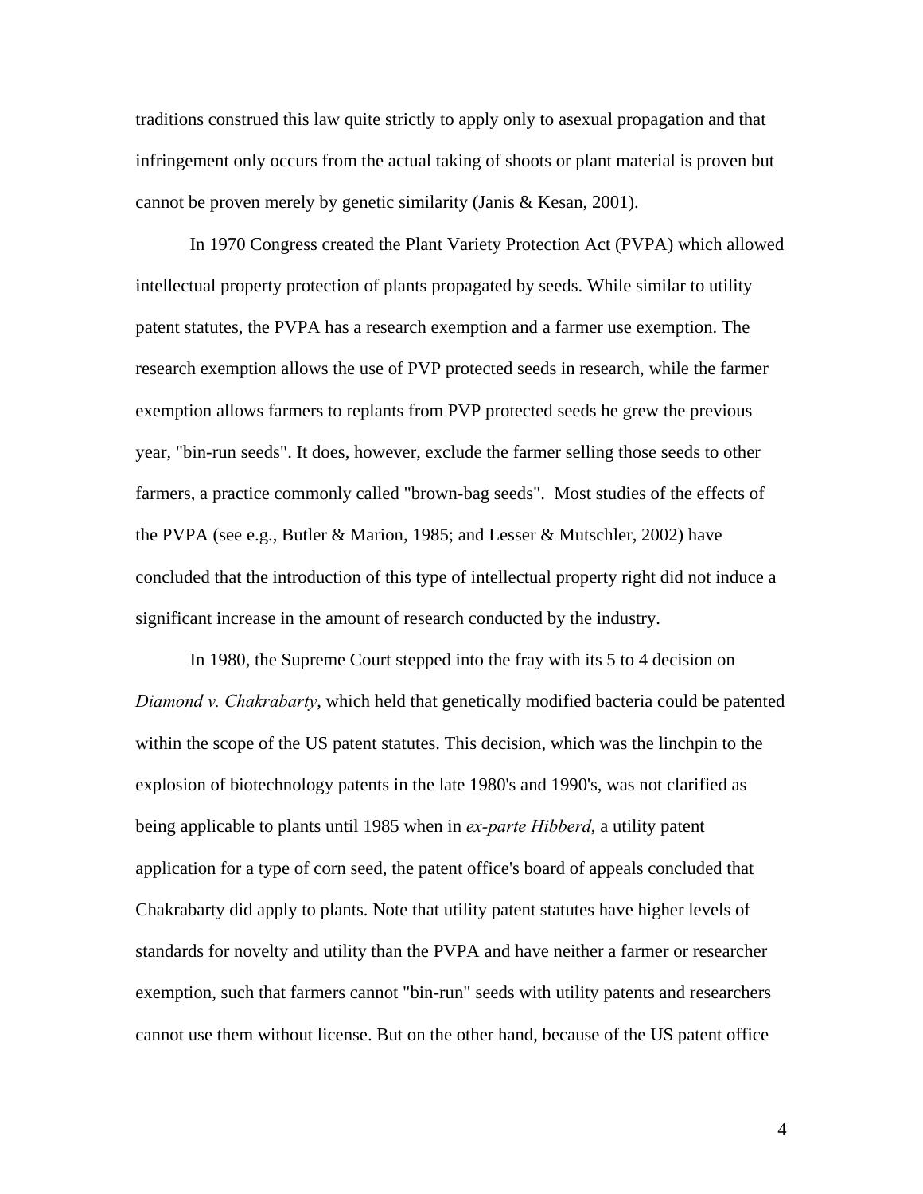traditions construed this law quite strictly to apply only to asexual propagation and that infringement only occurs from the actual taking of shoots or plant material is proven but cannot be proven merely by genetic similarity (Janis & Kesan, 2001).

In 1970 Congress created the Plant Variety Protection Act (PVPA) which allowed intellectual property protection of plants propagated by seeds. While similar to utility patent statutes, the PVPA has a research exemption and a farmer use exemption. The research exemption allows the use of PVP protected seeds in research, while the farmer exemption allows farmers to replants from PVP protected seeds he grew the previous year, "bin-run seeds". It does, however, exclude the farmer selling those seeds to other farmers, a practice commonly called "brown-bag seeds". Most studies of the effects of the PVPA (see e.g., Butler & Marion, 1985; and Lesser & Mutschler, 2002) have concluded that the introduction of this type of intellectual property right did not induce a significant increase in the amount of research conducted by the industry.

In 1980, the Supreme Court stepped into the fray with its 5 to 4 decision on *Diamond v. Chakrabarty*, which held that genetically modified bacteria could be patented within the scope of the US patent statutes. This decision, which was the linchpin to the explosion of biotechnology patents in the late 1980's and 1990's, was not clarified as being applicable to plants until 1985 when in *ex-parte Hibberd*, a utility patent application for a type of corn seed, the patent office's board of appeals concluded that Chakrabarty did apply to plants. Note that utility patent statutes have higher levels of standards for novelty and utility than the PVPA and have neither a farmer or researcher exemption, such that farmers cannot "bin-run" seeds with utility patents and researchers cannot use them without license. But on the other hand, because of the US patent office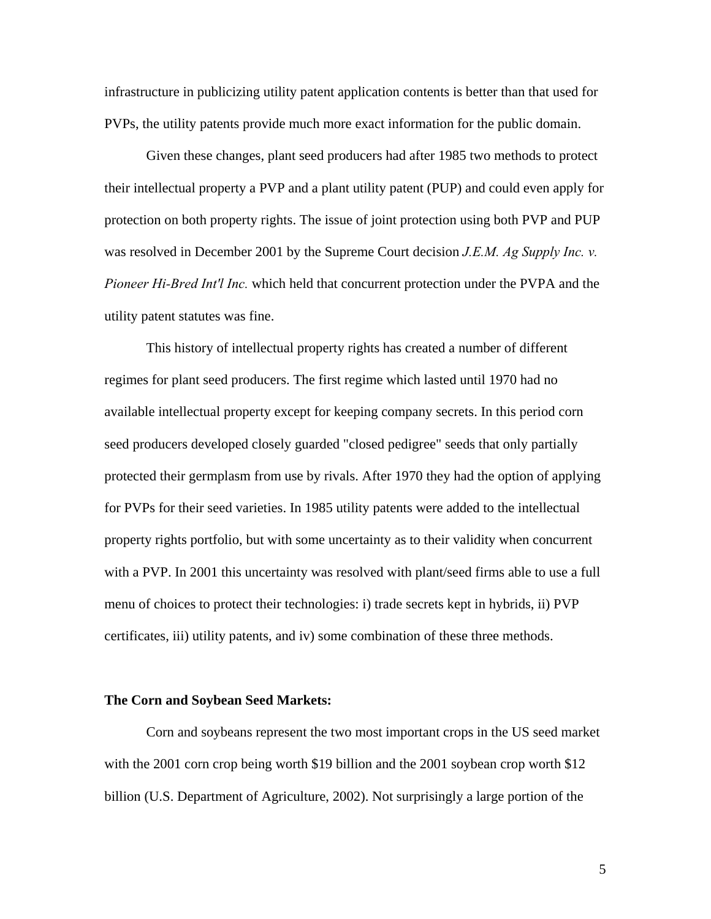infrastructure in publicizing utility patent application contents is better than that used for PVPs, the utility patents provide much more exact information for the public domain.

Given these changes, plant seed producers had after 1985 two methods to protect their intellectual property a PVP and a plant utility patent (PUP) and could even apply for protection on both property rights. The issue of joint protection using both PVP and PUP was resolved in December 2001 by the Supreme Court decision *J.E.M. Ag Supply Inc. v. Pioneer Hi-Bred Int'l Inc.* which held that concurrent protection under the PVPA and the utility patent statutes was fine.

This history of intellectual property rights has created a number of different regimes for plant seed producers. The first regime which lasted until 1970 had no available intellectual property except for keeping company secrets. In this period corn seed producers developed closely guarded "closed pedigree" seeds that only partially protected their germplasm from use by rivals. After 1970 they had the option of applying for PVPs for their seed varieties. In 1985 utility patents were added to the intellectual property rights portfolio, but with some uncertainty as to their validity when concurrent with a PVP. In 2001 this uncertainty was resolved with plant/seed firms able to use a full menu of choices to protect their technologies: i) trade secrets kept in hybrids, ii) PVP certificates, iii) utility patents, and iv) some combination of these three methods.

**The Corn and Soybean Seed Markets:**

Corn and soybeans represent the two most important crops in the US seed market with the 2001 corn crop being worth $19 billion and the 2001 soybean crop worth $12 billion (U.S. Department of Agriculture, 2002). Not surprisingly a large portion of the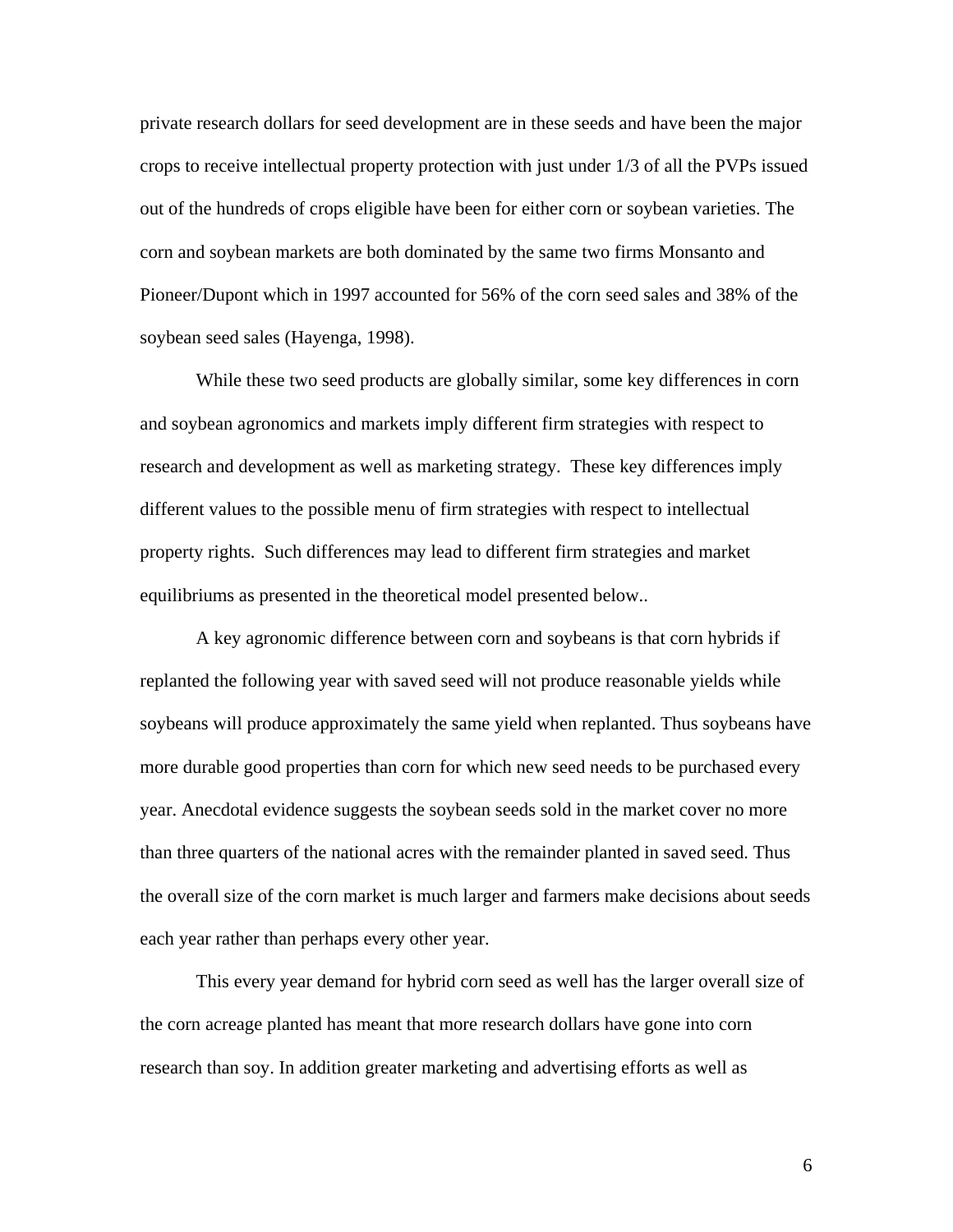private research dollars for seed development are in these seeds and have been the major crops to receive intellectual property protection with just under 1/3 of all the PVPs issued out of the hundreds of crops eligible have been for either corn or soybean varieties. The corn and soybean markets are both dominated by the same two firms Monsanto and Pioneer/Dupont which in 1997 accounted for 56% of the corn seed sales and 38% of the soybean seed sales (Hayenga, 1998).

While these two seed products are globally similar, some key differences in corn and soybean agronomics and markets imply different firm strategies with respect to research and development as well as marketing strategy. These key differences imply different values to the possible menu of firm strategies with respect to intellectual property rights. Such differences may lead to different firm strategies and market equilibriums as presented in the theoretical model presented below..

A key agronomic difference between corn and soybeans is that corn hybrids if replanted the following year with saved seed will not produce reasonable yields while soybeans will produce approximately the same yield when replanted. Thus soybeans have more durable good properties than corn for which new seed needs to be purchased every year. Anecdotal evidence suggests the soybean seeds sold in the market cover no more than three quarters of the national acres with the remainder planted in saved seed. Thus the overall size of the corn market is much larger and farmers make decisions about seeds each year rather than perhaps every other year.

This every year demand for hybrid corn seed as well has the larger overall size of the corn acreage planted has meant that more research dollars have gone into corn research than soy. In addition greater marketing and advertising efforts as well as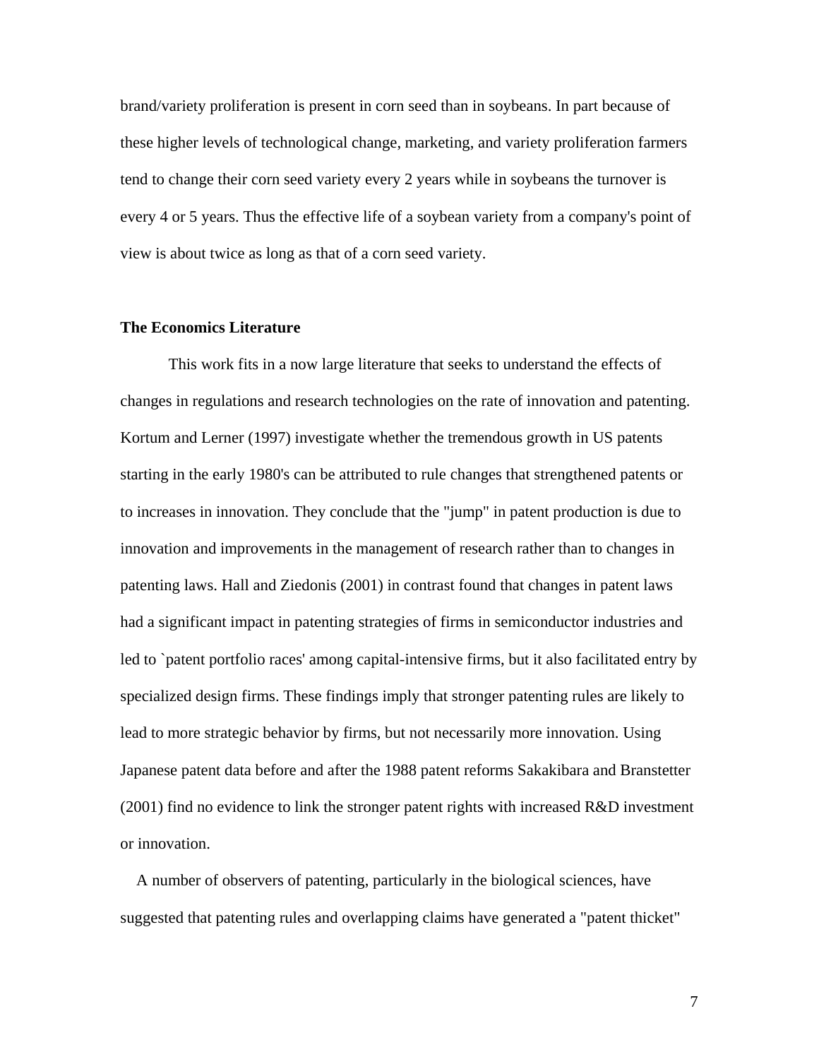brand/variety proliferation is present in corn seed than in soybeans. In part because of these higher levels of technological change, marketing, and variety proliferation farmers tend to change their corn seed variety every 2 years while in soybeans the turnover is every 4 or 5 years. Thus the effective life of a soybean variety from a company's point of view is about twice as long as that of a corn seed variety.

**The Economics Literature**

This work fits in a now large literature that seeks to understand the effects of changes in regulations and research technologies on the rate of innovation and patenting. Kortum and Lerner (1997) investigate whether the tremendous growth in US patents starting in the early 1980's can be attributed to rule changes that strengthened patents or to increases in innovation. They conclude that the "jump" in patent production is due to innovation and improvements in the management of research rather than to changes in patenting laws. Hall and Ziedonis (2001) in contrast found that changes in patent laws had a significant impact in patenting strategies of firms in semiconductor industries and led to `patent portfolio races' among capital-intensive firms, but it also facilitated entry by specialized design firms. These findings imply that stronger patenting rules are likely to lead to more strategic behavior by firms, but not necessarily more innovation. Using Japanese patent data before and after the 1988 patent reforms Sakakibara and Branstetter (2001) find no evidence to link the stronger patent rights with increased R&D investment or innovation.

A number of observers of patenting, particularly in the biological sciences, have suggested that patenting rules and overlapping claims have generated a "patent thicket"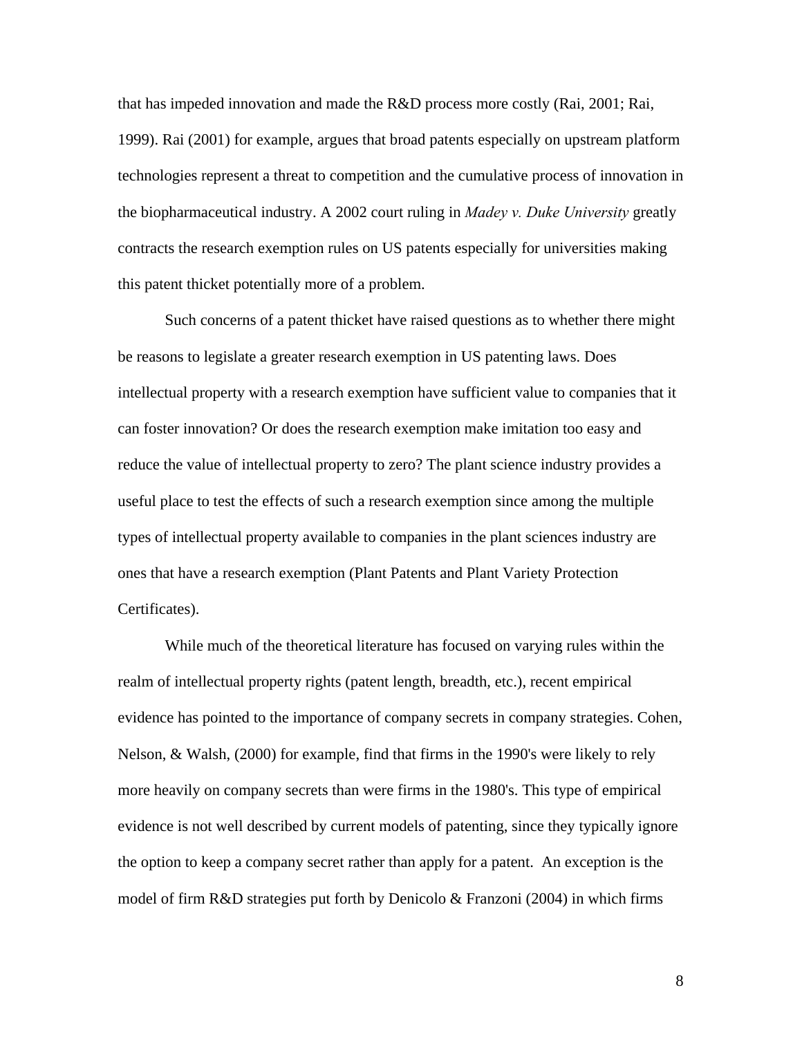that has impeded innovation and made the R&D process more costly (Rai, 2001; Rai, 1999). Rai (2001) for example, argues that broad patents especially on upstream platform technologies represent a threat to competition and the cumulative process of innovation in the biopharmaceutical industry. A 2002 court ruling in *Madey v. Duke University* greatly contracts the research exemption rules on US patents especially for universities making this patent thicket potentially more of a problem.

Such concerns of a patent thicket have raised questions as to whether there might be reasons to legislate a greater research exemption in US patenting laws. Does intellectual property with a research exemption have sufficient value to companies that it can foster innovation? Or does the research exemption make imitation too easy and reduce the value of intellectual property to zero? The plant science industry provides a useful place to test the effects of such a research exemption since among the multiple types of intellectual property available to companies in the plant sciences industry are ones that have a research exemption (Plant Patents and Plant Variety Protection Certificates).

While much of the theoretical literature has focused on varying rules within the realm of intellectual property rights (patent length, breadth, etc.), recent empirical evidence has pointed to the importance of company secrets in company strategies. Cohen, Nelson, & Walsh, (2000) for example, find that firms in the 1990's were likely to rely more heavily on company secrets than were firms in the 1980's. This type of empirical evidence is not well described by current models of patenting, since they typically ignore the option to keep a company secret rather than apply for a patent. An exception is the model of firm R&D strategies put forth by Denicolo & Franzoni (2004) in which firms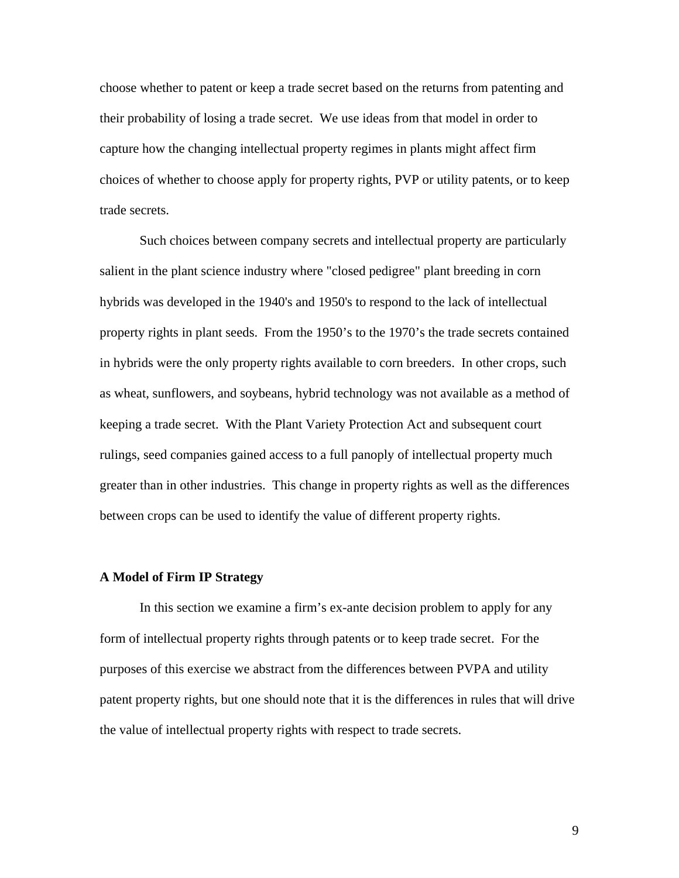choose whether to patent or keep a trade secret based on the returns from patenting and their probability of losing a trade secret. We use ideas from that model in order to capture how the changing intellectual property regimes in plants might affect firm choices of whether to choose apply for property rights, PVP or utility patents, or to keep trade secrets.

Such choices between company secrets and intellectual property are particularly salient in the plant science industry where "closed pedigree" plant breeding in corn hybrids was developed in the 1940's and 1950's to respond to the lack of intellectual property rights in plant seeds. From the 1950's to the 1970's the trade secrets contained in hybrids were the only property rights available to corn breeders. In other crops, such as wheat, sunflowers, and soybeans, hybrid technology was not available as a method of keeping a trade secret. With the Plant Variety Protection Act and subsequent court rulings, seed companies gained access to a full panoply of intellectual property much greater than in other industries. This change in property rights as well as the differences between crops can be used to identify the value of different property rights.

**A Model of Firm IP Strategy**

In this section we examine a firm's ex-ante decision problem to apply for any form of intellectual property rights through patents or to keep trade secret. For the purposes of this exercise we abstract from the differences between PVPA and utility patent property rights, but one should note that it is the differences in rules that will drive the value of intellectual property rights with respect to trade secrets.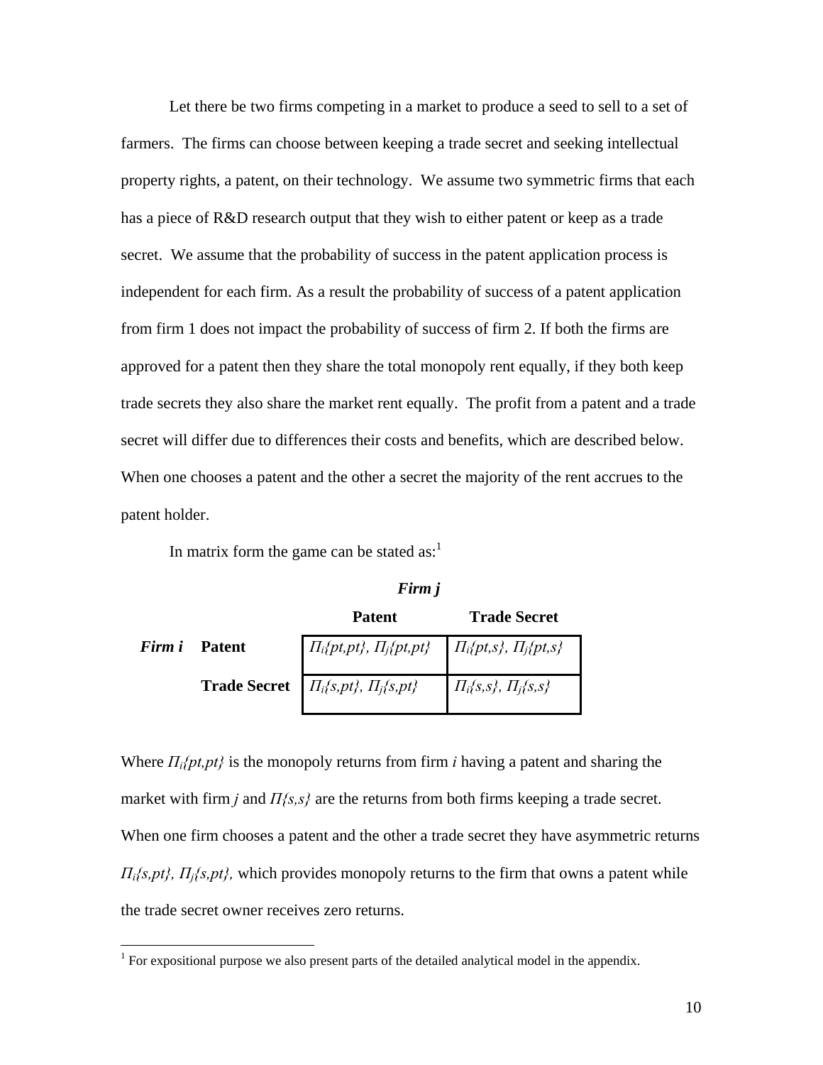Let there be two firms competing in a market to produce a seed to sell to a set of farmers. The firms can choose between keeping a trade secret and seeking intellectual property rights, a patent, on their technology. We assume two symmetric firms that each has a piece of R&D research output that they wish to either patent or keep as a trade secret. We assume that the probability of success in the patent application process is independent for each firm. As a result the probability of success of a patent application from firm 1 does not impact the probability of success of firm 2. If both the firms are approved for a patent then they share the total monopoly rent equally, if they both keep trade secrets they also share the market rent equally. The profit from a patent and a trade secret will differ due to differences their costs and benefits, which are described below. When one chooses a patent and the other a secret the majority of the rent accrues to the patent holder.

In matrix form the game can be stated as:[1]

| | | ***Firm j*** | |
|---|---|---|---|
| | | **Patent** | **Trade Secret** |
| ***Firm i*** | **Patent** | $\Pi_i\{pt,pt\}$, $\Pi_j\{pt,pt\}$ | $\Pi_i\{pt,s\}$, $\Pi_j\{pt,s\}$ |
| | **Trade Secret** | $\Pi_i\{s,pt\}$, $\Pi_j\{s,pt\}$ | $\Pi_i\{s,s\}$, $\Pi_j\{s,s\}$ |

Where $\Pi_i\{pt,pt\}$ is the monopoly returns from firm *i* having a patent and sharing the market with firm *j* and $\Pi\{s,s\}$ are the returns from both firms keeping a trade secret. When one firm chooses a patent and the other a trade secret they have asymmetric returns $\Pi_i\{s,pt\}$, $\Pi_j\{s,pt\}$, which provides monopoly returns to the firm that owns a patent while the trade secret owner receives zero returns.

[1] For expositional purpose we also present parts of the detailed analytical model in the appendix.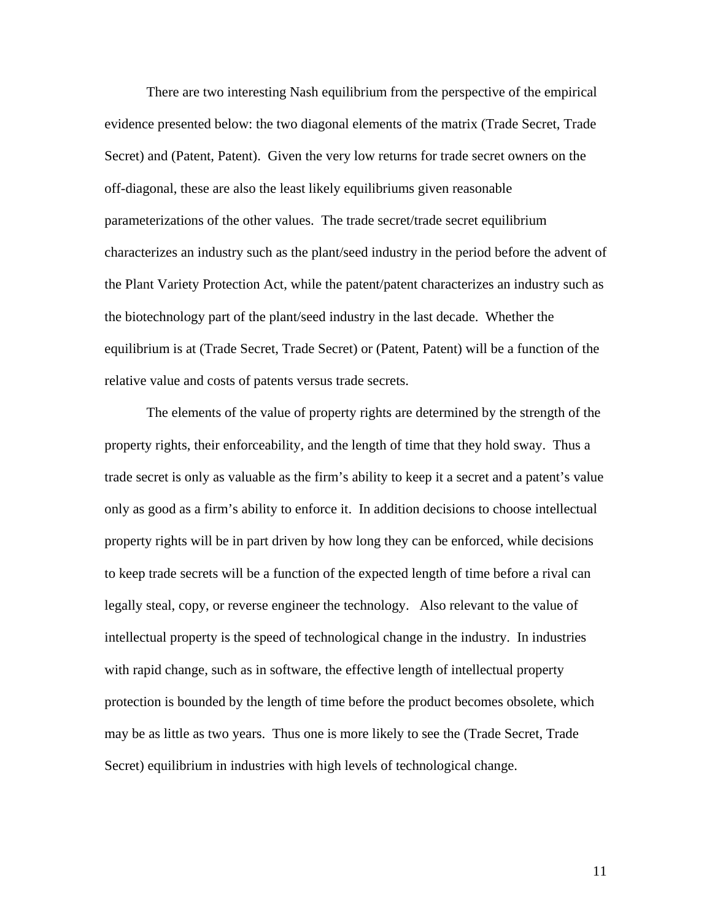There are two interesting Nash equilibrium from the perspective of the empirical evidence presented below: the two diagonal elements of the matrix (Trade Secret, Trade Secret) and (Patent, Patent). Given the very low returns for trade secret owners on the off-diagonal, these are also the least likely equilibriums given reasonable parameterizations of the other values. The trade secret/trade secret equilibrium characterizes an industry such as the plant/seed industry in the period before the advent of the Plant Variety Protection Act, while the patent/patent characterizes an industry such as the biotechnology part of the plant/seed industry in the last decade. Whether the equilibrium is at (Trade Secret, Trade Secret) or (Patent, Patent) will be a function of the relative value and costs of patents versus trade secrets.

The elements of the value of property rights are determined by the strength of the property rights, their enforceability, and the length of time that they hold sway. Thus a trade secret is only as valuable as the firm's ability to keep it a secret and a patent's value only as good as a firm's ability to enforce it. In addition decisions to choose intellectual property rights will be in part driven by how long they can be enforced, while decisions to keep trade secrets will be a function of the expected length of time before a rival can legally steal, copy, or reverse engineer the technology. Also relevant to the value of intellectual property is the speed of technological change in the industry. In industries with rapid change, such as in software, the effective length of intellectual property protection is bounded by the length of time before the product becomes obsolete, which may be as little as two years. Thus one is more likely to see the (Trade Secret, Trade Secret) equilibrium in industries with high levels of technological change.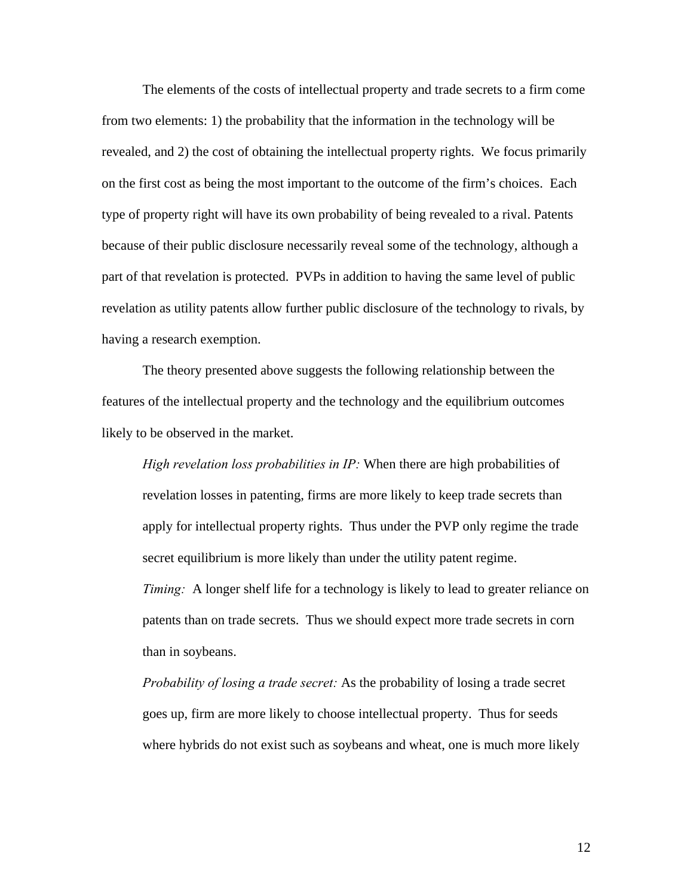The elements of the costs of intellectual property and trade secrets to a firm come from two elements: 1) the probability that the information in the technology will be revealed, and 2) the cost of obtaining the intellectual property rights. We focus primarily on the first cost as being the most important to the outcome of the firm's choices. Each type of property right will have its own probability of being revealed to a rival. Patents because of their public disclosure necessarily reveal some of the technology, although a part of that revelation is protected. PVPs in addition to having the same level of public revelation as utility patents allow further public disclosure of the technology to rivals, by having a research exemption.

The theory presented above suggests the following relationship between the features of the intellectual property and the technology and the equilibrium outcomes likely to be observed in the market.

> *High revelation loss probabilities in IP:* When there are high probabilities of revelation losses in patenting, firms are more likely to keep trade secrets than apply for intellectual property rights. Thus under the PVP only regime the trade secret equilibrium is more likely than under the utility patent regime.
>
> *Timing:* A longer shelf life for a technology is likely to lead to greater reliance on patents than on trade secrets. Thus we should expect more trade secrets in corn than in soybeans.
>
> *Probability of losing a trade secret:* As the probability of losing a trade secret goes up, firm are more likely to choose intellectual property. Thus for seeds where hybrids do not exist such as soybeans and wheat, one is much more likely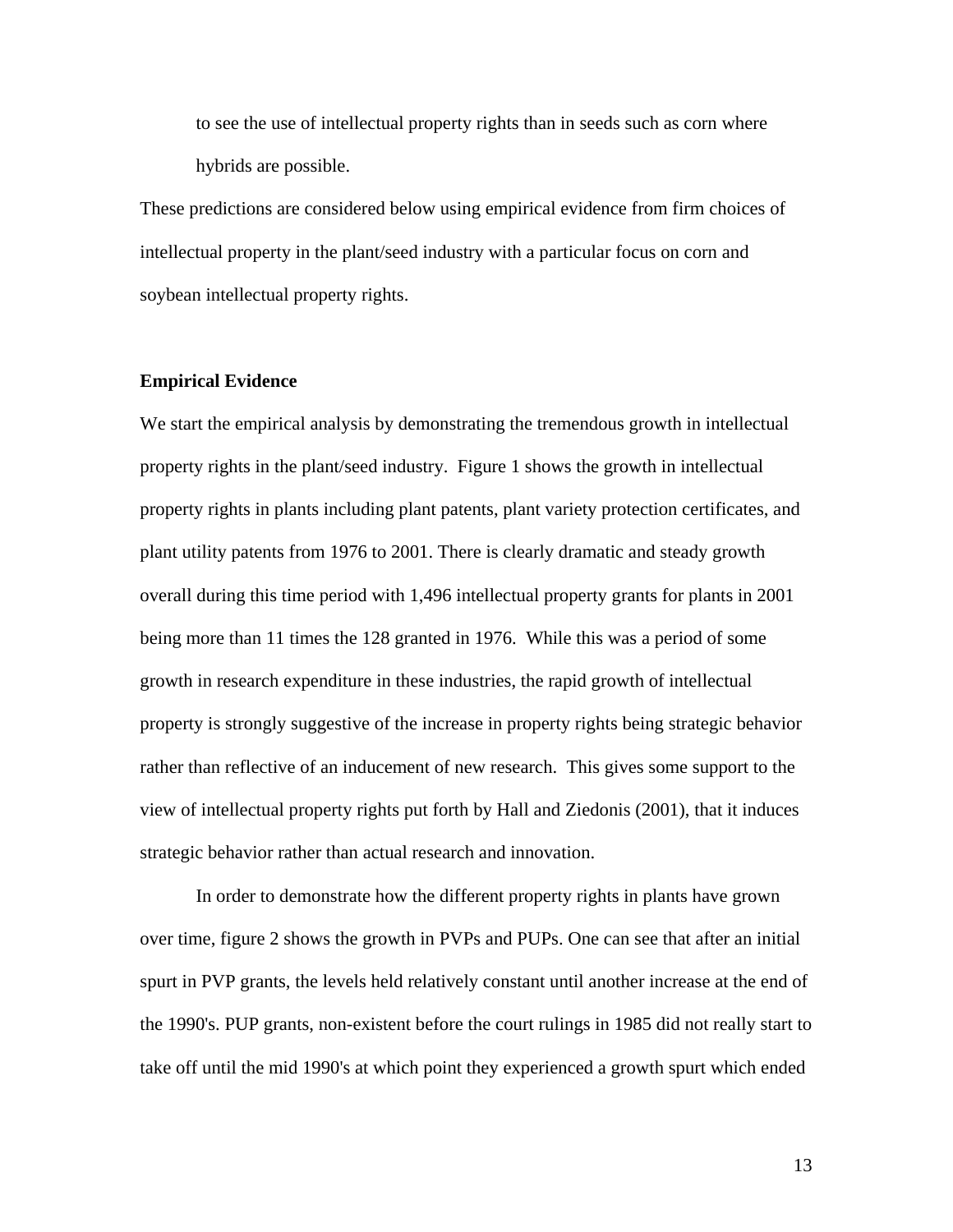to see the use of intellectual property rights than in seeds such as corn where hybrids are possible.

These predictions are considered below using empirical evidence from firm choices of intellectual property in the plant/seed industry with a particular focus on corn and soybean intellectual property rights.

**Empirical Evidence**

We start the empirical analysis by demonstrating the tremendous growth in intellectual property rights in the plant/seed industry. Figure 1 shows the growth in intellectual property rights in plants including plant patents, plant variety protection certificates, and plant utility patents from 1976 to 2001. There is clearly dramatic and steady growth overall during this time period with 1,496 intellectual property grants for plants in 2001 being more than 11 times the 128 granted in 1976. While this was a period of some growth in research expenditure in these industries, the rapid growth of intellectual property is strongly suggestive of the increase in property rights being strategic behavior rather than reflective of an inducement of new research. This gives some support to the view of intellectual property rights put forth by Hall and Ziedonis (2001), that it induces strategic behavior rather than actual research and innovation.

In order to demonstrate how the different property rights in plants have grown over time, figure 2 shows the growth in PVPs and PUPs. One can see that after an initial spurt in PVP grants, the levels held relatively constant until another increase at the end of the 1990's. PUP grants, non-existent before the court rulings in 1985 did not really start to take off until the mid 1990's at which point they experienced a growth spurt which ended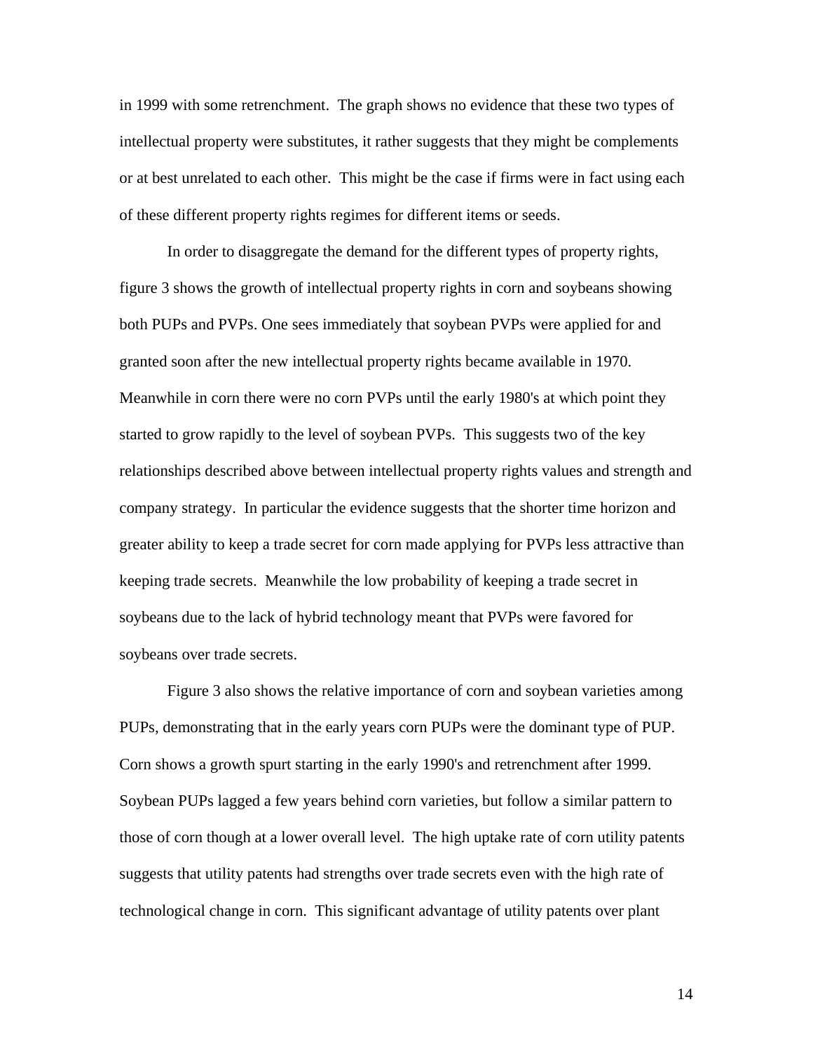in 1999 with some retrenchment. The graph shows no evidence that these two types of intellectual property were substitutes, it rather suggests that they might be complements or at best unrelated to each other. This might be the case if firms were in fact using each of these different property rights regimes for different items or seeds.

In order to disaggregate the demand for the different types of property rights, figure 3 shows the growth of intellectual property rights in corn and soybeans showing both PUPs and PVPs. One sees immediately that soybean PVPs were applied for and granted soon after the new intellectual property rights became available in 1970. Meanwhile in corn there were no corn PVPs until the early 1980's at which point they started to grow rapidly to the level of soybean PVPs. This suggests two of the key relationships described above between intellectual property rights values and strength and company strategy. In particular the evidence suggests that the shorter time horizon and greater ability to keep a trade secret for corn made applying for PVPs less attractive than keeping trade secrets. Meanwhile the low probability of keeping a trade secret in soybeans due to the lack of hybrid technology meant that PVPs were favored for soybeans over trade secrets.

Figure 3 also shows the relative importance of corn and soybean varieties among PUPs, demonstrating that in the early years corn PUPs were the dominant type of PUP. Corn shows a growth spurt starting in the early 1990's and retrenchment after 1999. Soybean PUPs lagged a few years behind corn varieties, but follow a similar pattern to those of corn though at a lower overall level. The high uptake rate of corn utility patents suggests that utility patents had strengths over trade secrets even with the high rate of technological change in corn. This significant advantage of utility patents over plant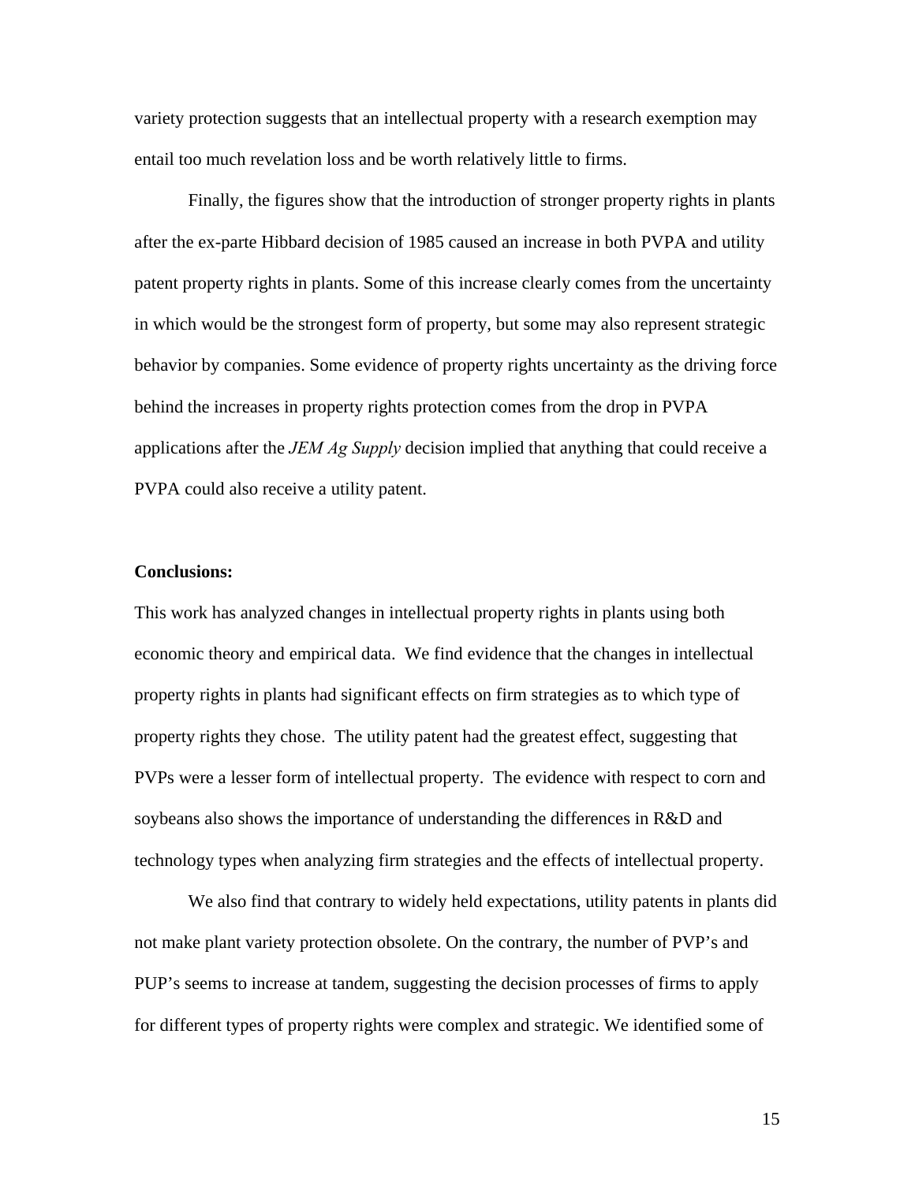variety protection suggests that an intellectual property with a research exemption may entail too much revelation loss and be worth relatively little to firms.

Finally, the figures show that the introduction of stronger property rights in plants after the ex-parte Hibbard decision of 1985 caused an increase in both PVPA and utility patent property rights in plants. Some of this increase clearly comes from the uncertainty in which would be the strongest form of property, but some may also represent strategic behavior by companies. Some evidence of property rights uncertainty as the driving force behind the increases in property rights protection comes from the drop in PVPA applications after the *JEM Ag Supply* decision implied that anything that could receive a PVPA could also receive a utility patent.

**Conclusions:**

This work has analyzed changes in intellectual property rights in plants using both economic theory and empirical data. We find evidence that the changes in intellectual property rights in plants had significant effects on firm strategies as to which type of property rights they chose. The utility patent had the greatest effect, suggesting that PVPs were a lesser form of intellectual property. The evidence with respect to corn and soybeans also shows the importance of understanding the differences in R&D and technology types when analyzing firm strategies and the effects of intellectual property.

We also find that contrary to widely held expectations, utility patents in plants did not make plant variety protection obsolete. On the contrary, the number of PVP's and PUP's seems to increase at tandem, suggesting the decision processes of firms to apply for different types of property rights were complex and strategic. We identified some of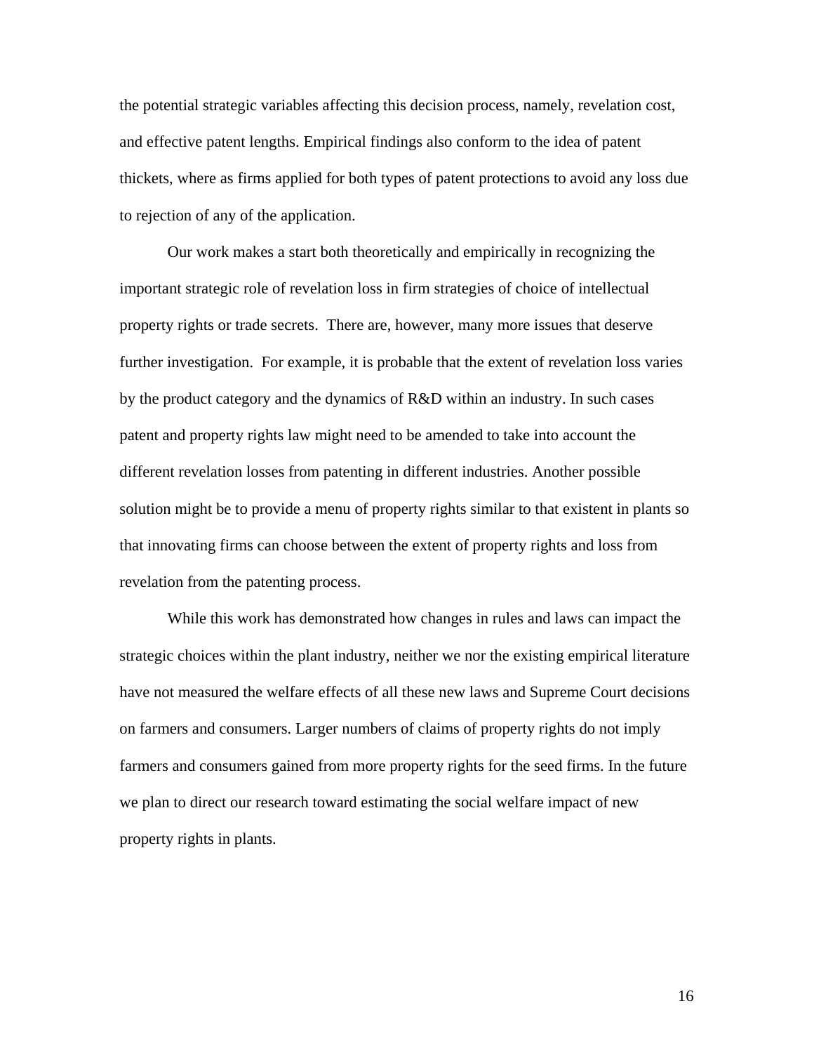the potential strategic variables affecting this decision process, namely, revelation cost, and effective patent lengths. Empirical findings also conform to the idea of patent thickets, where as firms applied for both types of patent protections to avoid any loss due to rejection of any of the application.

Our work makes a start both theoretically and empirically in recognizing the important strategic role of revelation loss in firm strategies of choice of intellectual property rights or trade secrets. There are, however, many more issues that deserve further investigation. For example, it is probable that the extent of revelation loss varies by the product category and the dynamics of R&D within an industry. In such cases patent and property rights law might need to be amended to take into account the different revelation losses from patenting in different industries. Another possible solution might be to provide a menu of property rights similar to that existent in plants so that innovating firms can choose between the extent of property rights and loss from revelation from the patenting process.

While this work has demonstrated how changes in rules and laws can impact the strategic choices within the plant industry, neither we nor the existing empirical literature have not measured the welfare effects of all these new laws and Supreme Court decisions on farmers and consumers. Larger numbers of claims of property rights do not imply farmers and consumers gained from more property rights for the seed firms. In the future we plan to direct our research toward estimating the social welfare impact of new property rights in plants.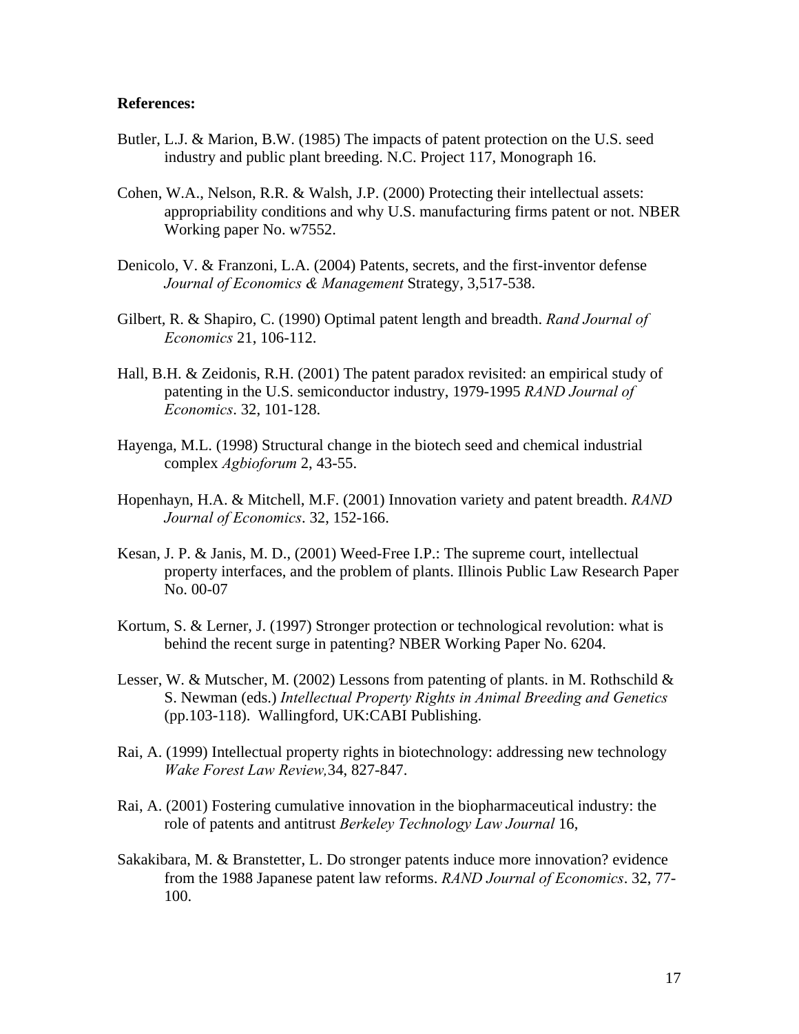**References:**

Butler, L.J. & Marion, B.W. (1985) The impacts of patent protection on the U.S. seed industry and public plant breeding. N.C. Project 117, Monograph 16.

Cohen, W.A., Nelson, R.R. & Walsh, J.P. (2000) Protecting their intellectual assets: appropriability conditions and why U.S. manufacturing firms patent or not. NBER Working paper No. w7552.

Denicolo, V. & Franzoni, L.A. (2004) Patents, secrets, and the first-inventor defense *Journal of Economics & Management* Strategy, 3,517-538.

Gilbert, R. & Shapiro, C. (1990) Optimal patent length and breadth. *Rand Journal of Economics* 21, 106-112.

Hall, B.H. & Zeidonis, R.H. (2001) The patent paradox revisited: an empirical study of patenting in the U.S. semiconductor industry, 1979-1995 *RAND Journal of Economics*. 32, 101-128.

Hayenga, M.L. (1998) Structural change in the biotech seed and chemical industrial complex *Agbioforum* 2, 43-55.

Hopenhayn, H.A. & Mitchell, M.F. (2001) Innovation variety and patent breadth. *RAND Journal of Economics*. 32, 152-166.

Kesan, J. P. & Janis, M. D., (2001) Weed-Free I.P.: The supreme court, intellectual property interfaces, and the problem of plants. Illinois Public Law Research Paper No. 00-07

Kortum, S. & Lerner, J. (1997) Stronger protection or technological revolution: what is behind the recent surge in patenting? NBER Working Paper No. 6204.

Lesser, W. & Mutscher, M. (2002) Lessons from patenting of plants. in M. Rothschild & S. Newman (eds.) *Intellectual Property Rights in Animal Breeding and Genetics* (pp.103-118). Wallingford, UK:CABI Publishing.

Rai, A. (1999) Intellectual property rights in biotechnology: addressing new technology *Wake Forest Law Review,*34, 827-847.

Rai, A. (2001) Fostering cumulative innovation in the biopharmaceutical industry: the role of patents and antitrust *Berkeley Technology Law Journal* 16,

Sakakibara, M. & Branstetter, L. Do stronger patents induce more innovation? evidence from the 1988 Japanese patent law reforms. *RAND Journal of Economics*. 32, 77-100.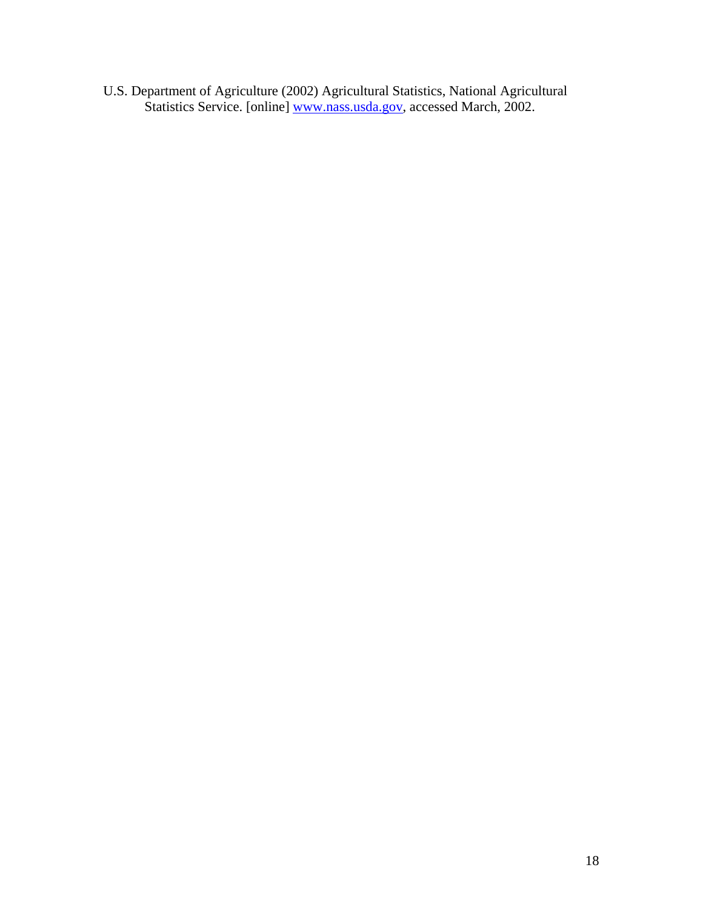U.S. Department of Agriculture (2002) Agricultural Statistics, National Agricultural Statistics Service. [online] [www.nass.usda.gov](http://www.nass.usda.gov), accessed March, 2002.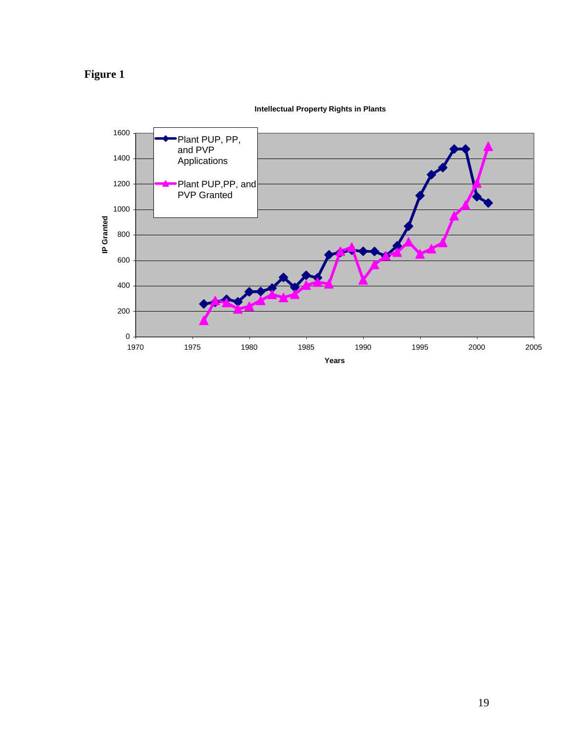**Figure 1**

**Intellectual Property Rights in Plants**

| Legend |
| --- |
| Plant PUP, PP, and PVP Applications |
| Plant PUP,PP, and PVP Granted |

Y-axis: **IP Granted** (0–1600)

X-axis: **Years** (1970–2005)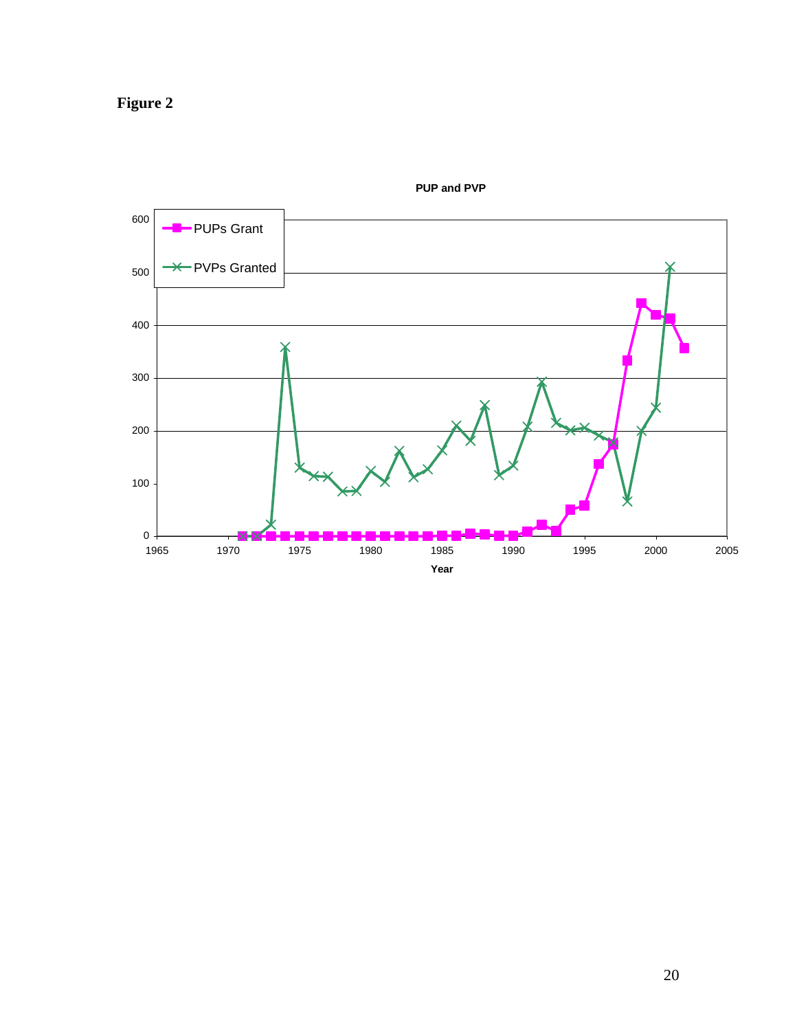**Figure 2**

**PUP and PVP**

| | PUPs Grant | PVPs Granted |
|---|---|---|

Year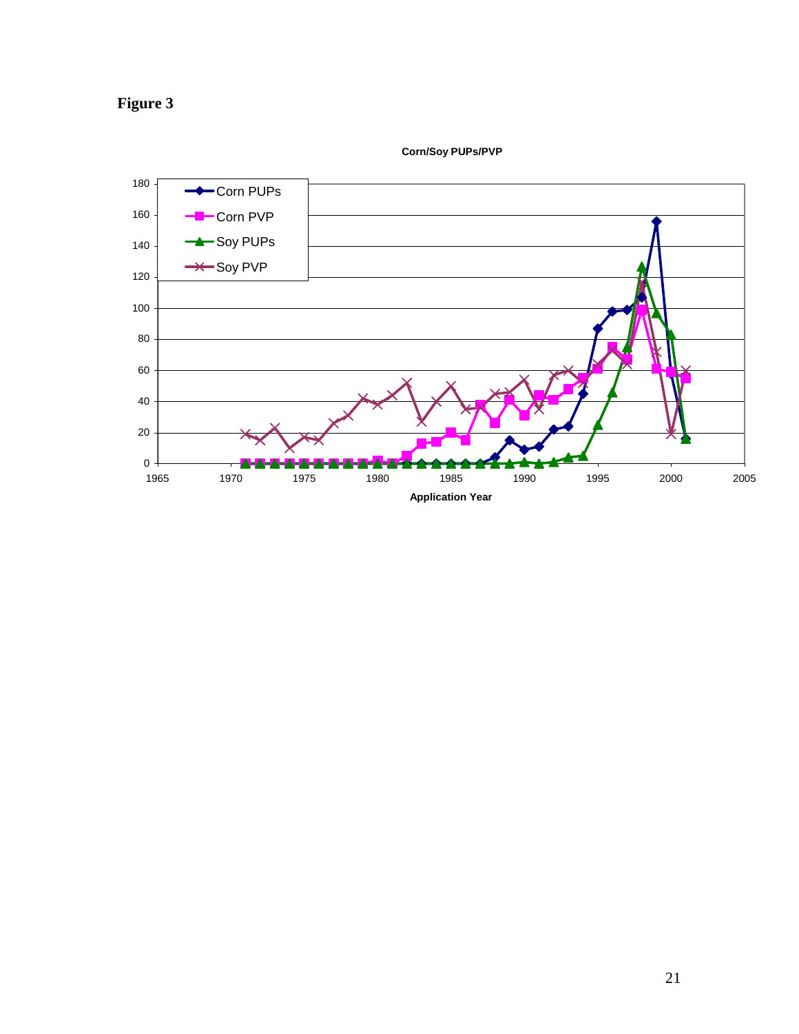**Figure 3**

**Corn/Soy PUPs/PVP**

Legend: Corn PUPs, Corn PVP, Soy PUPs, Soy PVP

**Application Year**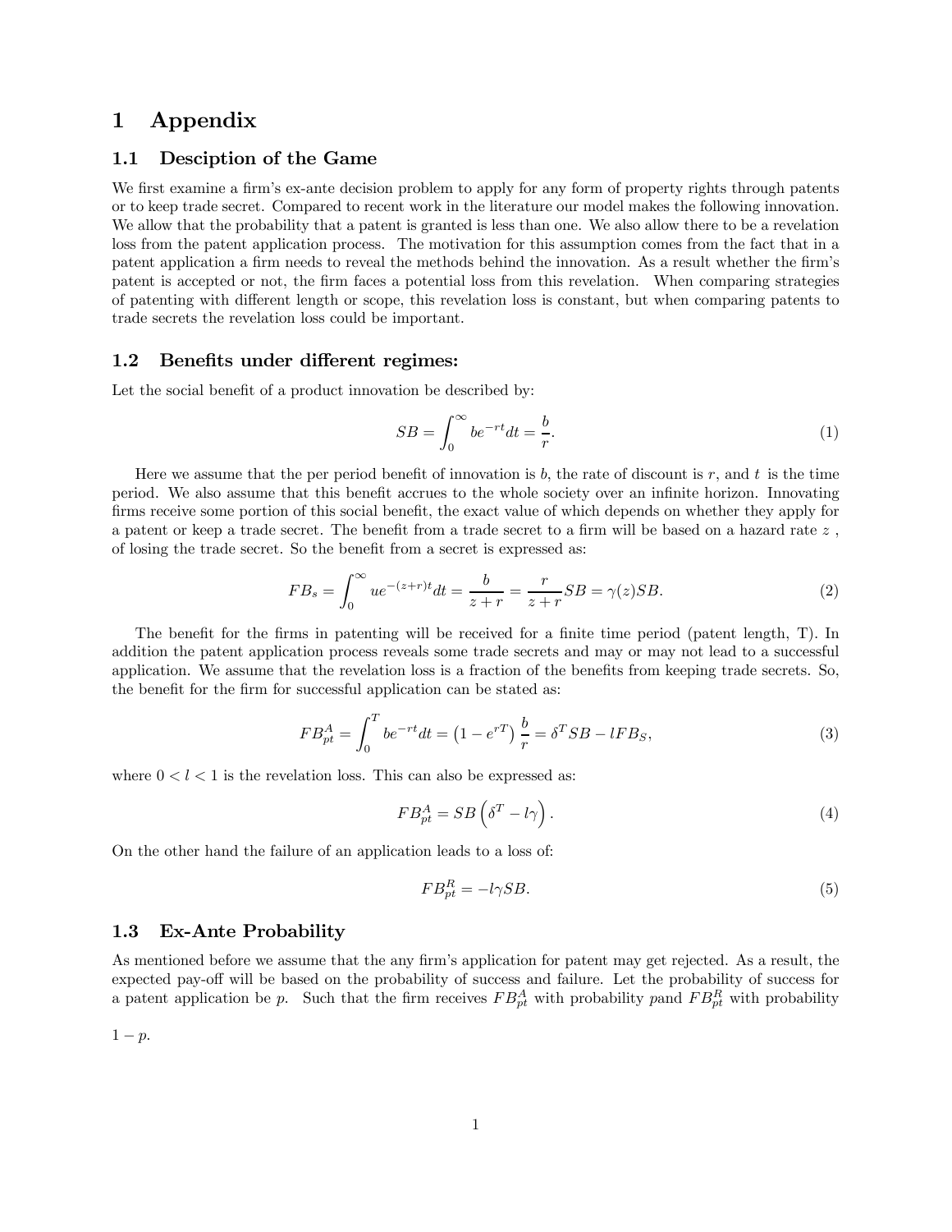# 1 Appendix

## 1.1 Desciption of the Game

We first examine a firm's ex-ante decision problem to apply for any form of property rights through patents or to keep trade secret. Compared to recent work in the literature our model makes the following innovation. We allow that the probability that a patent is granted is less than one. We also allow there to be a revelation loss from the patent application process. The motivation for this assumption comes from the fact that in a patent application a firm needs to reveal the methods behind the innovation. As a result whether the firm's patent is accepted or not, the firm faces a potential loss from this revelation. When comparing strategies of patenting with different length or scope, this revelation loss is constant, but when comparing patents to trade secrets the revelation loss could be important.

## 1.2 Benefits under different regimes:

Let the social benefit of a product innovation be described by:

$$SB = \int_0^\infty be^{-rt}dt = \frac{b}{r}. \tag{1}$$

Here we assume that the per period benefit of innovation is $b$, the rate of discount is $r$, and $t$ is the time period. We also assume that this benefit accrues to the whole society over an infinite horizon. Innovating firms receive some portion of this social benefit, the exact value of which depends on whether they apply for a patent or keep a trade secret. The benefit from a trade secret to a firm will be based on a hazard rate $z$ , of losing the trade secret. So the benefit from a secret is expressed as:

$$FB_s = \int_0^\infty ue^{-(z+r)t}dt = \frac{b}{z+r} = \frac{r}{z+r}SB = \gamma(z)SB. \tag{2}$$

The benefit for the firms in patenting will be received for a finite time period (patent length, T). In addition the patent application process reveals some trade secrets and may or may not lead to a successful application. We assume that the revelation loss is a fraction of the benefits from keeping trade secrets. So, the benefit for the firm for successful application can be stated as:

$$FB_{pt}^A = \int_0^T be^{-rt}dt = \left(1 - e^{rT}\right)\frac{b}{r} = \delta^T SB - lFB_S, \tag{3}$$

where $0 < l < 1$ is the revelation loss. This can also be expressed as:

$$FB_{pt}^A = SB\left(\delta^T - l\gamma\right). \tag{4}$$

On the other hand the failure of an application leads to a loss of:

$$FB_{pt}^R = -l\gamma SB. \tag{5}$$

## 1.3 Ex-Ante Probability

As mentioned before we assume that the any firm's application for patent may get rejected. As a result, the expected pay-off will be based on the probability of success and failure. Let the probability of success for a patent application be $p$. Such that the firm receives $FB_{pt}^A$ with probability $p$and $FB_{pt}^R$ with probability $1 - p$.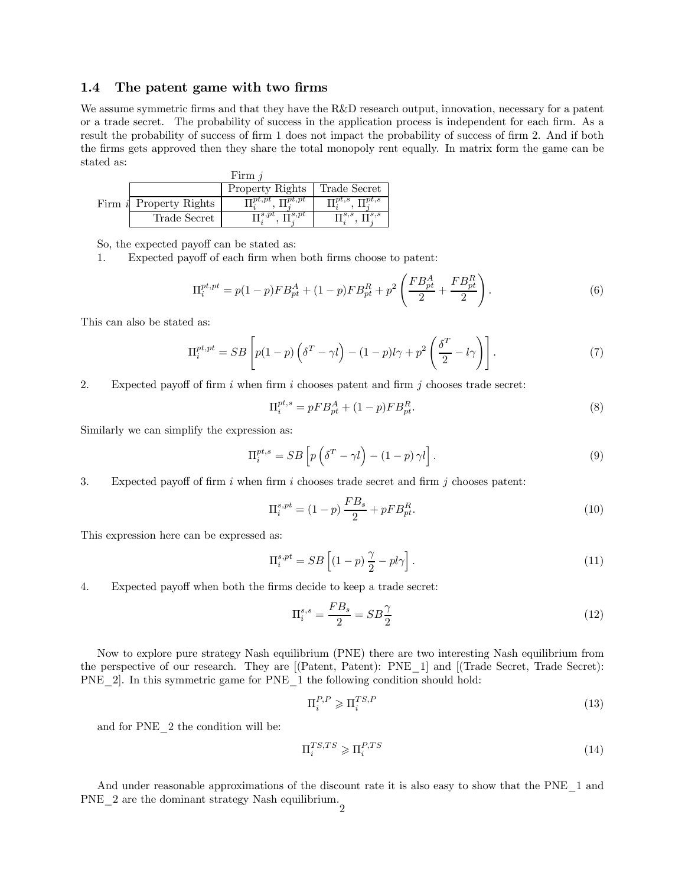### 1.4 The patent game with two firms

We assume symmetric firms and that they have the R&D research output, innovation, necessary for a patent or a trade secret. The probability of success in the application process is independent for each firm. As a result the probability of success of firm 1 does not impact the probability of success of firm 2. And if both the firms gets approved then they share the total monopoly rent equally. In matrix form the game can be stated as:

| | | Firm $j$ | |
|---|---|---|---|
| | | Property Rights | Trade Secret |
| Firm $i$ | Property Rights | $\Pi_i^{pt,pt}$, $\Pi_j^{pt,pt}$ | $\Pi_i^{pt,s}$, $\Pi_j^{pt,s}$ |
| | Trade Secret | $\Pi_i^{s,pt}$, $\Pi_j^{s,pt}$ | $\Pi_i^{s,s}$, $\Pi_j^{s,s}$ |

So, the expected payoff can be stated as:

1. Expected payoff of each firm when both firms choose to patent:

$$\Pi_i^{pt,pt} = p(1-p)FB_{pt}^A + (1-p)FB_{pt}^R + p^2\left(\frac{FB_{pt}^A}{2} + \frac{FB_{pt}^R}{2}\right). \tag{6}$$

This can also be stated as:

$$\Pi_i^{pt,pt} = SB\left[p(1-p)\left(\delta^T - \gamma l\right) - (1-p)l\gamma + p^2\left(\frac{\delta^T}{2} - l\gamma\right)\right]. \tag{7}$$

2. Expected payoff of firm $i$ when firm $i$ chooses patent and firm $j$ chooses trade secret:

$$\Pi_i^{pt,s} = pFB_{pt}^A + (1-p)FB_{pt}^R. \tag{8}$$

Similarly we can simplify the expression as:

$$\Pi_i^{pt,s} = SB\left[p\left(\delta^T - \gamma l\right) - (1-p)\gamma l\right]. \tag{9}$$

3. Expected payoff of firm $i$ when firm $i$ chooses trade secret and firm $j$ chooses patent:

$$\Pi_i^{s,pt} = (1-p)\frac{FB_s}{2} + pFB_{pt}^R. \tag{10}$$

This expression here can be expressed as:

$$\Pi_i^{s,pt} = SB\left[(1-p)\frac{\gamma}{2} - pl\gamma\right]. \tag{11}$$

4. Expected payoff when both the firms decide to keep a trade secret:

$$\Pi_i^{s,s} = \frac{FB_s}{2} = SB\frac{\gamma}{2} \tag{12}$$

Now to explore pure strategy Nash equilibrium (PNE) there are two interesting Nash equilibrium from the perspective of our research. They are [(Patent, Patent): PNE_1] and [(Trade Secret, Trade Secret): PNE_2]. In this symmetric game for PNE_1 the following condition should hold:

$$\Pi_i^{P,P} \geqslant \Pi_i^{TS,P} \tag{13}$$

and for PNE_2 the condition will be:

$$\Pi_i^{TS,TS} \geqslant \Pi_i^{P,TS} \tag{14}$$

And under reasonable approximations of the discount rate it is also easy to show that the PNE_1 and PNE_2 are the dominant strategy Nash equilibrium.